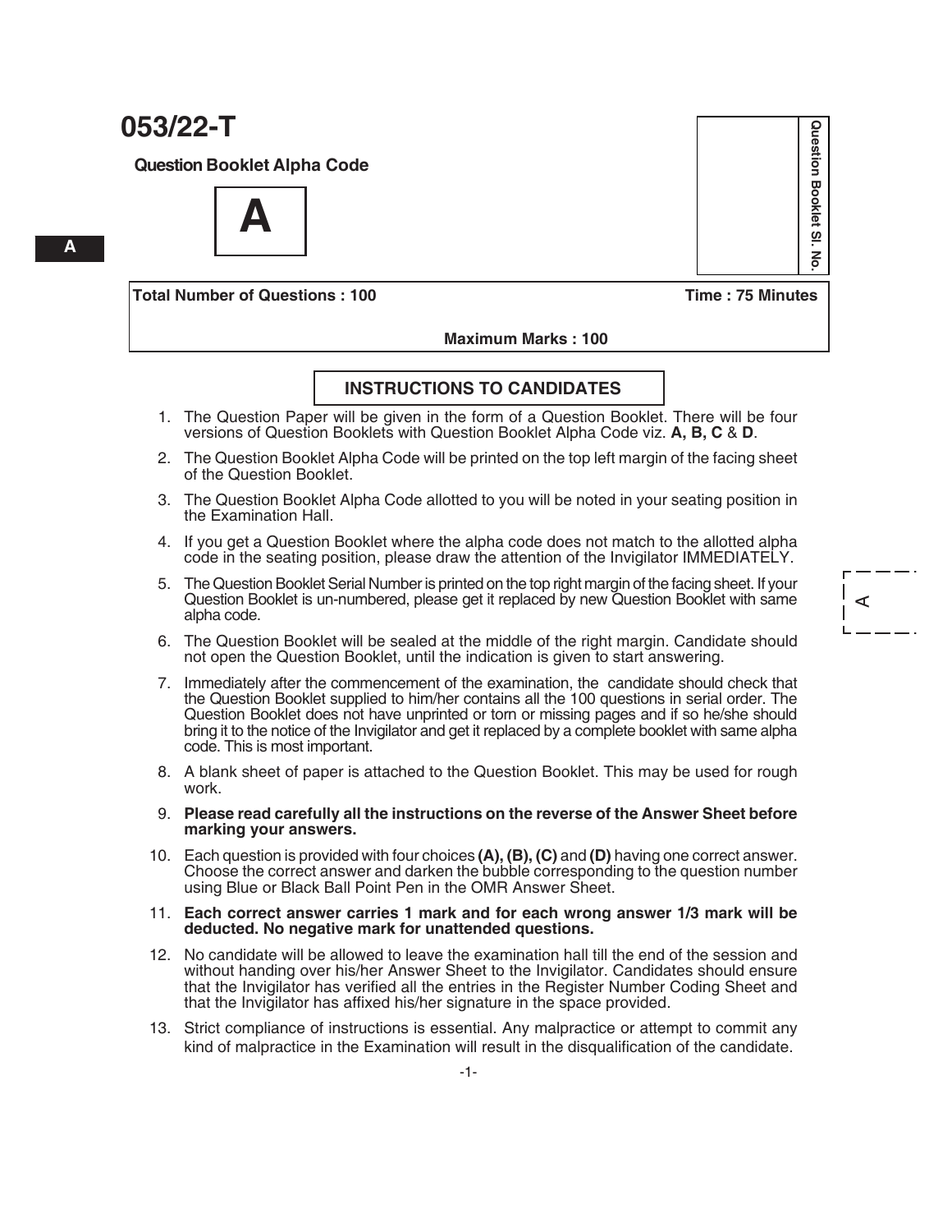# 053/22-T

**Question Booklet Alpha Code**

**A**

**Question Booklet Sl. No.**

**Total Number of Questions : 100** **Time : 75 Minutes**

**Maximum Marks : 100**

## INSTRUCTIONS TO CANDIDATES

1. The Question Paper will be given in the form of a Question Booklet. There will be four versions of Question Booklets with Question Booklet Alpha Code viz. **A, B, C** & **D**.
2. The Question Booklet Alpha Code will be printed on the top left margin of the facing sheet of the Question Booklet.
3. The Question Booklet Alpha Code allotted to you will be noted in your seating position in the Examination Hall.
4. If you get a Question Booklet where the alpha code does not match to the allotted alpha code in the seating position, please draw the attention of the Invigilator IMMEDIATELY.
5. The Question Booklet Serial Number is printed on the top right margin of the facing sheet. If your Question Booklet is un-numbered, please get it replaced by new Question Booklet with same alpha code.
6. The Question Booklet will be sealed at the middle of the right margin. Candidate should not open the Question Booklet, until the indication is given to start answering.
7. Immediately after the commencement of the examination, the candidate should check that the Question Booklet supplied to him/her contains all the 100 questions in serial order. The Question Booklet does not have unprinted or torn or missing pages and if so he/she should bring it to the notice of the Invigilator and get it replaced by a complete booklet with same alpha code. This is most important.
8. A blank sheet of paper is attached to the Question Booklet. This may be used for rough work.
9. **Please read carefully all the instructions on the reverse of the Answer Sheet before marking your answers.**
10. Each question is provided with four choices **(A), (B), (C)** and **(D)** having one correct answer. Choose the correct answer and darken the bubble corresponding to the question number using Blue or Black Ball Point Pen in the OMR Answer Sheet.
11. **Each correct answer carries 1 mark and for each wrong answer 1/3 mark will be deducted. No negative mark for unattended questions.**
12. No candidate will be allowed to leave the examination hall till the end of the session and without handing over his/her Answer Sheet to the Invigilator. Candidates should ensure that the Invigilator has verified all the entries in the Register Number Coding Sheet and that the Invigilator has affixed his/her signature in the space provided.
13. Strict compliance of instructions is essential. Any malpractice or attempt to commit any kind of malpractice in the Examination will result in the disqualification of the candidate.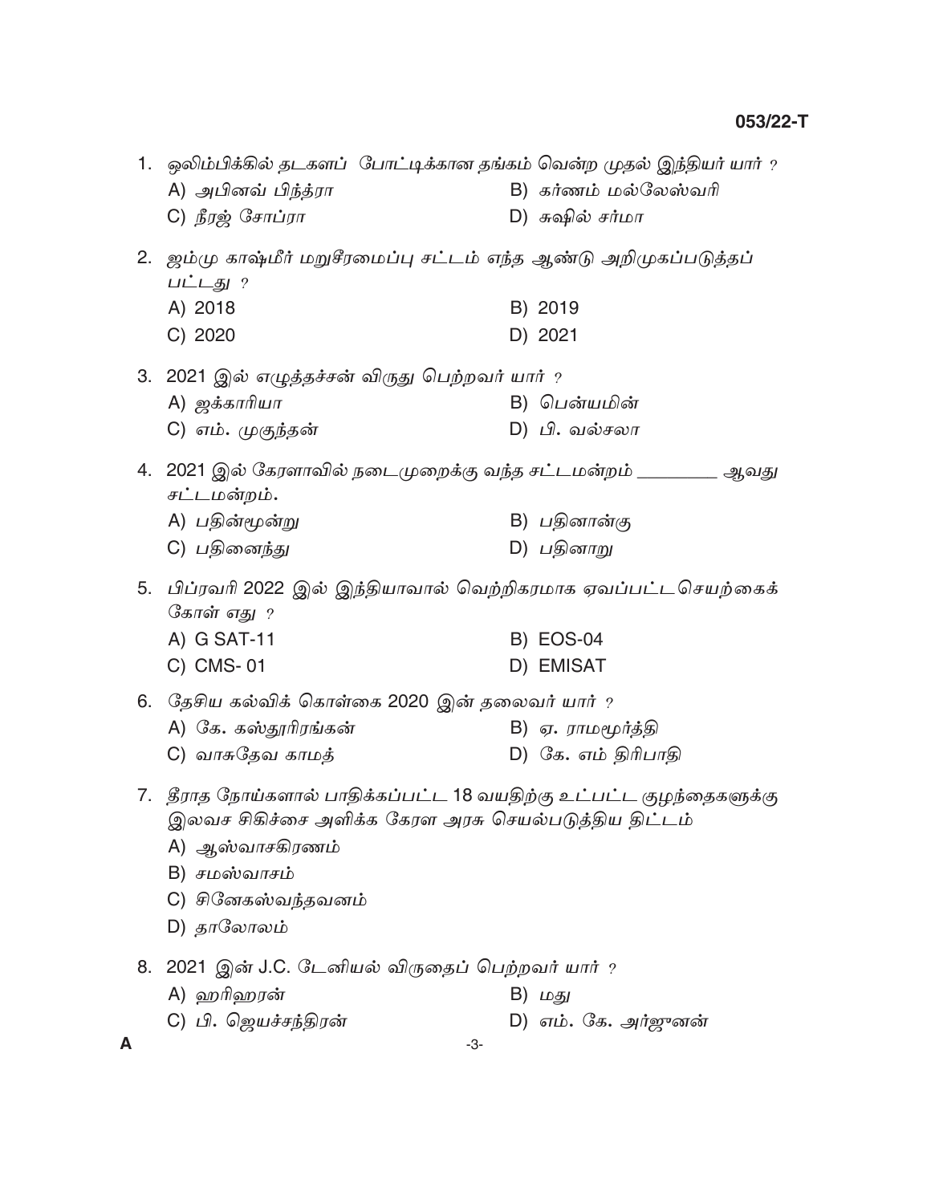1. ஒலிம்பிக்கில் தடகளப் போட்டிக்கான தங்கம் வென்ற முதல் இந்தியர் யார் ?
   - A) அபினவ் பிந்த்ரா
   - B) கர்ணம் மல்லேஸ்வரி
   - C) நீரஜ் சோப்ரா
   - D) சுஷில் சர்மா

2. ஜம்மு காஷ்மீர் மறுசீரமைப்பு சட்டம் எந்த ஆண்டு அறிமுகப்படுத்தப் பட்டது ?
   - A) 2018
   - B) 2019
   - C) 2020
   - D) 2021

3. 2021 இல் எழுத்தச்சன் விருது பெற்றவர் யார் ?
   - A) ஜக்காரியா
   - B) பென்யமின்
   - C) எம். முகுந்தன்
   - D) பி. வல்சலா

4. 2021 இல் கேரளாவில் நடைமுறைக்கு வந்த சட்டமன்றம் ________ ஆவது சட்டமன்றம்.
   - A) பதின்மூன்று
   - B) பதினான்கு
   - C) பதினைந்து
   - D) பதினாறு

5. பிப்ரவரி 2022 இல் இந்தியாவால் வெற்றிகரமாக ஏவப்பட்ட செயற்கைக் கோள் எது ?
   - A) G SAT-11
   - B) EOS-04
   - C) CMS- 01
   - D) EMISAT

6. தேசிய கல்விக் கொள்கை 2020 இன் தலைவர் யார் ?
   - A) கே. கஸ்தூரிரங்கன்
   - B) ஏ. ராமமூர்த்தி
   - C) வாசுதேவ காமத்
   - D) கே. எம் திரிபாதி

7. தீராத நோய்களால் பாதிக்கப்பட்ட 18 வயதிற்கு உட்பட்ட குழந்தைகளுக்கு இலவச சிகிச்சை அளிக்க கேரள அரசு செயல்படுத்திய திட்டம்
   - A) ஆஸ்வாசகிரணம்
   - B) சமஸ்வாசம்
   - C) சினேகஸ்வந்தவனம்
   - D) தாலோலம்

8. 2021 இன் J.C. டேனியல் விருதைப் பெற்றவர் யார் ?
   - A) ஹரிஹரன்
   - B) மது
   - C) பி. ஜெயச்சந்திரன்
   - D) எம். கே. அர்ஜுனன்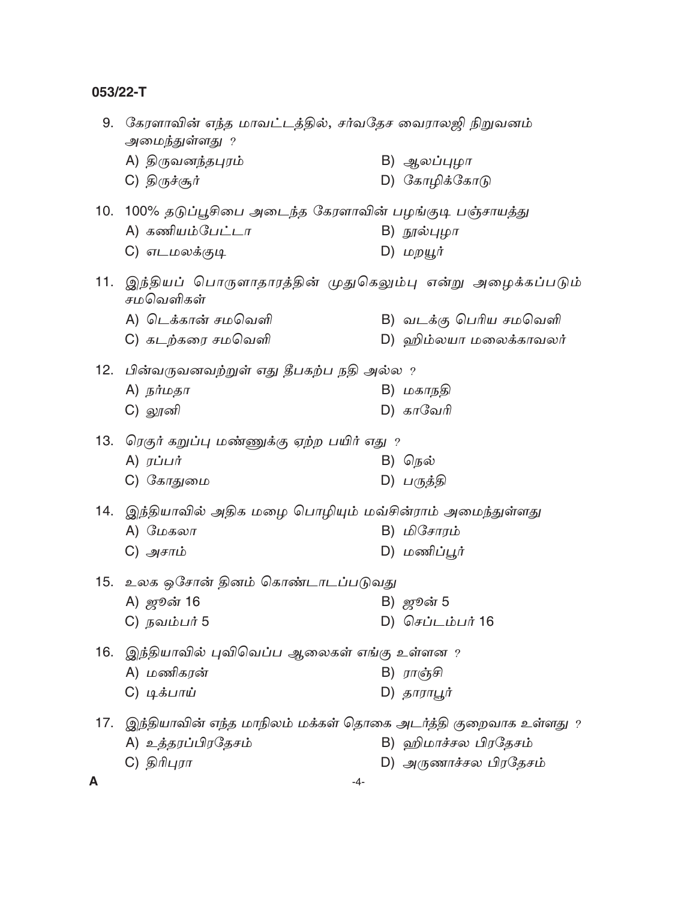9. கேரளாவின் எந்த மாவட்டத்தில், சர்வதேச வைராலஜி நிறுவனம் அமைந்துள்ளது ?

   A) திருவனந்தபுரம்
   B) ஆலப்புழா
   C) திருச்சூர்
   D) கோழிக்கோடு

10. 100% தடுப்பூசிபை அடைந்த கேரளாவின் பழங்குடி பஞ்சாயத்து

    A) கணியம்பேட்டா
    B) நூல்புழா
    C) எடமலக்குடி
    D) மறயூர்

11. இந்தியப் பொருளாதாரத்தின் முதுகெலும்பு என்று அழைக்கப்படும் சமவெளிகள்

    A) டெக்கான் சமவெளி
    B) வடக்கு பெரிய சமவெளி
    C) கடற்கரை சமவெளி
    D) ஹிம்லயா மலைக்காவலர்

12. பின்வருவனவற்றுள் எது தீபகற்ப நதி அல்ல ?

    A) நர்மதா
    B) மகாநதி
    C) லூனி
    D) காவேரி

13. ரெகுர் கறுப்பு மண்ணுக்கு ஏற்ற பயிர் எது ?

    A) ரப்பர்
    B) நெல்
    C) கோதுமை
    D) பருத்தி

14. இந்தியாவில் அதிக மழை பொழியும் மவ்சின்ராம் அமைந்துள்ளது

    A) மேகலா
    B) மிசோரம்
    C) அசாம்
    D) மணிப்பூர்

15. உலக ஒசோன் தினம் கொண்டாடப்படுவது

    A) ஜூன் 16
    B) ஜூன் 5
    C) நவம்பர் 5
    D) செப்டம்பர் 16

16. இந்தியாவில் புவிவெப்ப ஆலைகள் எங்கு உள்ளன ?

    A) மணிகரன்
    B) ராஞ்சி
    C) டிக்பாய்
    D) தாராபூர்

17. இந்தியாவின் எந்த மாநிலம் மக்கள் தொகை அடர்த்தி குறைவாக உள்ளது ?

    A) உத்தரப்பிரதேசம்
    B) ஹிமாச்சல பிரதேசம்
    C) திரிபுரா
    D) அருணாச்சல பிரதேசம்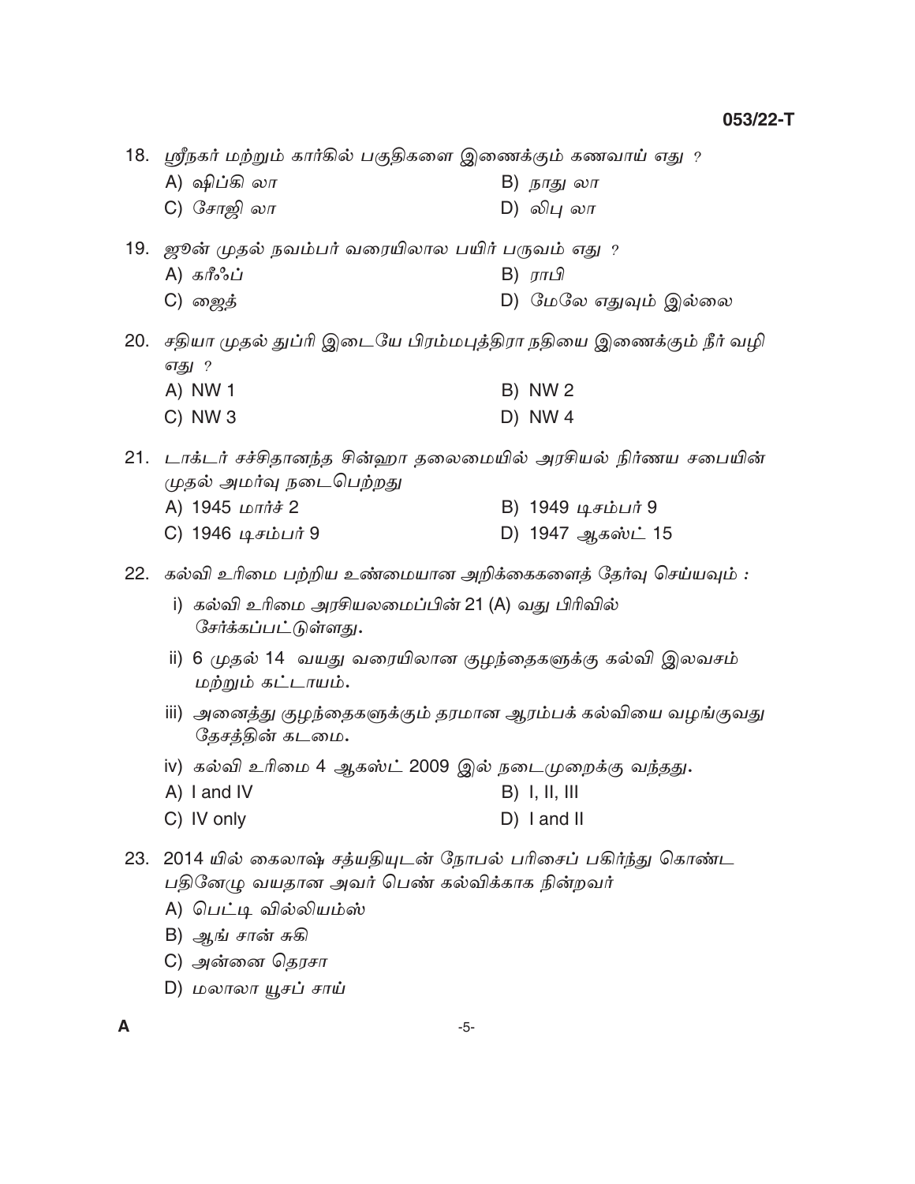18. ஸ்ரீநகர் மற்றும் கார்கில் பகுதிகளை இணைக்கும் கணவாய் எது ?

    A) ஷிப்கி லா
    B) நாது லா
    C) சோஜி லா
    D) லிபு லா

19. ஜூன் முதல் நவம்பர் வரையிலால பயிர் பருவம் எது ?

    A) கரீஃப்
    B) ராபி
    C) ஜைத்
    D) மேலே எதுவும் இல்லை

20. சதியா முதல் துப்ரி இடையே பிரம்மபுத்திரா நதியை இணைக்கும் நீர் வழி எது ?

    A) NW 1
    B) NW 2
    C) NW 3
    D) NW 4

21. டாக்டர் சச்சிதானந்த சின்ஹா தலைமையில் அரசியல் நிர்ணய சபையின் முதல் அமர்வு நடைபெற்றது

    A) 1945 மார்ச் 2
    B) 1949 டிசம்பர் 9
    C) 1946 டிசம்பர் 9
    D) 1947 ஆகஸ்ட் 15

22. கல்வி உரிமை பற்றிய உண்மையான அறிக்கைகளைத் தேர்வு செய்யவும் :

    i) கல்வி உரிமை அரசியலமைப்பின் 21 (A) வது பிரிவில் சேர்க்கப்பட்டுள்ளது.

    ii) 6 முதல் 14 வயது வரையிலான குழந்தைகளுக்கு கல்வி இலவசம் மற்றும் கட்டாயம்.

    iii) அனைத்து குழந்தைகளுக்கும் தரமான ஆரம்பக் கல்வியை வழங்குவது தேசத்தின் கடமை.

    iv) கல்வி உரிமை 4 ஆகஸ்ட் 2009 இல் நடைமுறைக்கு வந்தது.

    A) I and IV
    B) I, II, III
    C) IV only
    D) I and II

23. 2014 யில் கைலாஷ் சத்யதியுடன் நோபல் பரிசைப் பகிர்ந்து கொண்ட பதினேழு வயதான அவர் பெண் கல்விக்காக நின்றவர்

    A) பெட்டி வில்லியம்ஸ்
    B) ஆங் சான் சுகி
    C) அன்னை தெரசா
    D) மலாலா யூசப் சாய்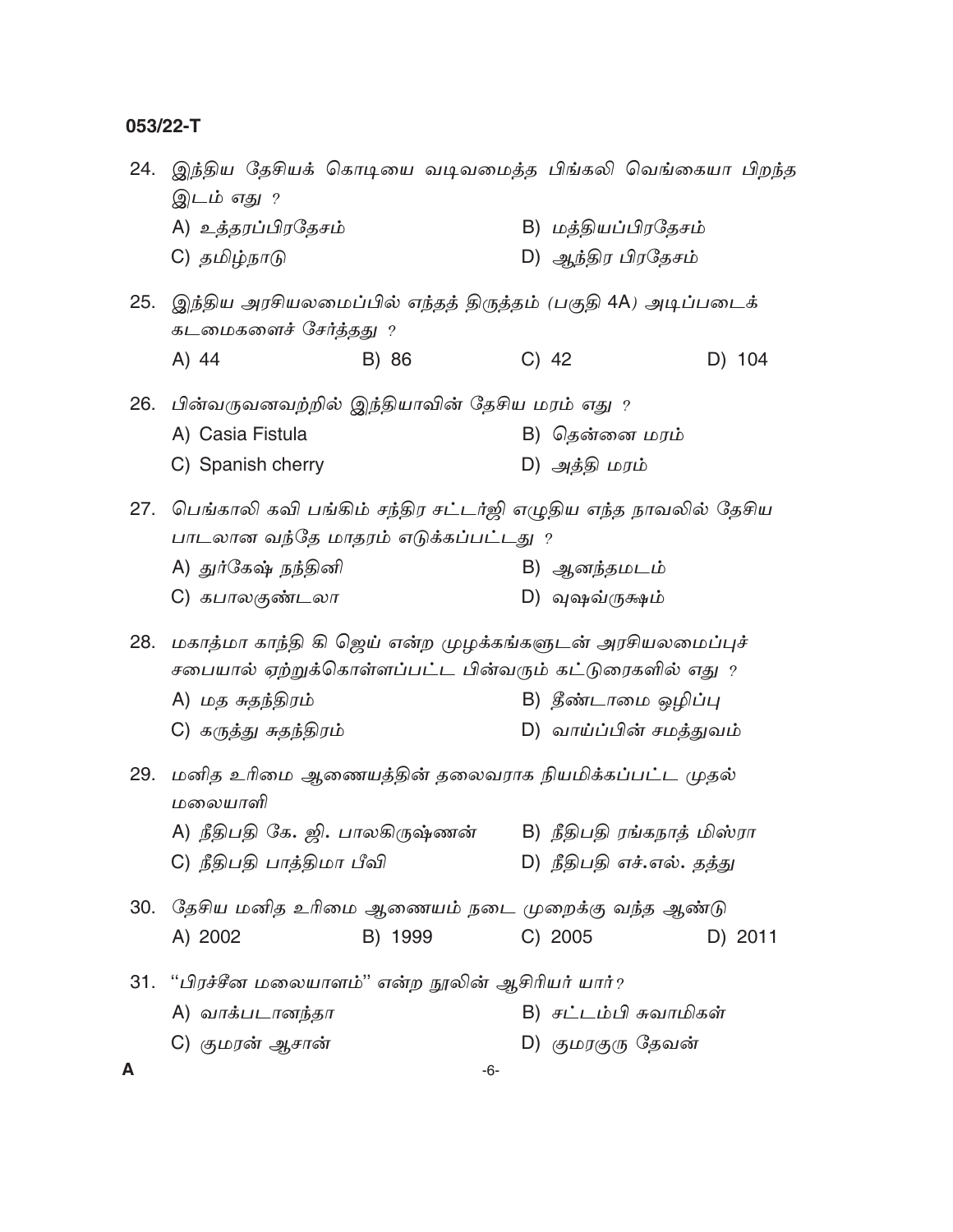24. இந்திய தேசியக் கொடியை வடிவமைத்த பிங்கலி வெங்கையா பிறந்த இடம் எது ?

A) உத்தரப்பிரதேசம்
B) மத்தியப்பிரதேசம்
C) தமிழ்நாடு
D) ஆந்திர பிரதேசம்

25. இந்திய அரசியலமைப்பில் எந்தத் திருத்தம் (பகுதி 4A) அடிப்படைக் கடமைகளைச் சேர்த்தது ?

A) 44
B) 86
C) 42
D) 104

26. பின்வருவனவற்றில் இந்தியாவின் தேசிய மரம் எது ?

A) Casia Fistula
B) தென்னை மரம்
C) Spanish cherry
D) அத்தி மரம்

27. பெங்காலி கவி பங்கிம் சந்திர சட்டர்ஜி எழுதிய எந்த நாவலில் தேசிய பாடலான வந்தே மாதரம் எடுக்கப்பட்டது ?

A) துர்கேஷ் நந்தினி
B) ஆனந்தமடம்
C) கபாலகுண்டலா
D) வுஷவ்ருக்ஷம்

28. மகாத்மா காந்தி கி ஜெய் என்ற முழக்கங்களுடன் அரசியலமைப்புச் சபையால் ஏற்றுக்கொள்ளப்பட்ட பின்வரும் கட்டுரைகளில் எது ?

A) மத சுதந்திரம்
B) தீண்டாமை ஒழிப்பு
C) கருத்து சுதந்திரம்
D) வாய்ப்பின் சமத்துவம்

29. மனித உரிமை ஆணையத்தின் தலைவராக நியமிக்கப்பட்ட முதல் மலையாளி

A) நீதிபதி கே. ஜி. பாலகிருஷ்ணன்
B) நீதிபதி ரங்கநாத் மிஸ்ரா
C) நீதிபதி பாத்திமா பீவி
D) நீதிபதி எச்.எல். தத்து

30. தேசிய மனித உரிமை ஆணையம் நடை முறைக்கு வந்த ஆண்டு

A) 2002
B) 1999
C) 2005
D) 2011

31. "பிரச்சீன மலையாளம்" என்ற நூலின் ஆசிரியர் யார்?

A) வாக்படானந்தா
B) சட்டம்பி சுவாமிகள்
C) குமரன் ஆசான்
D) குமரகுரு தேவன்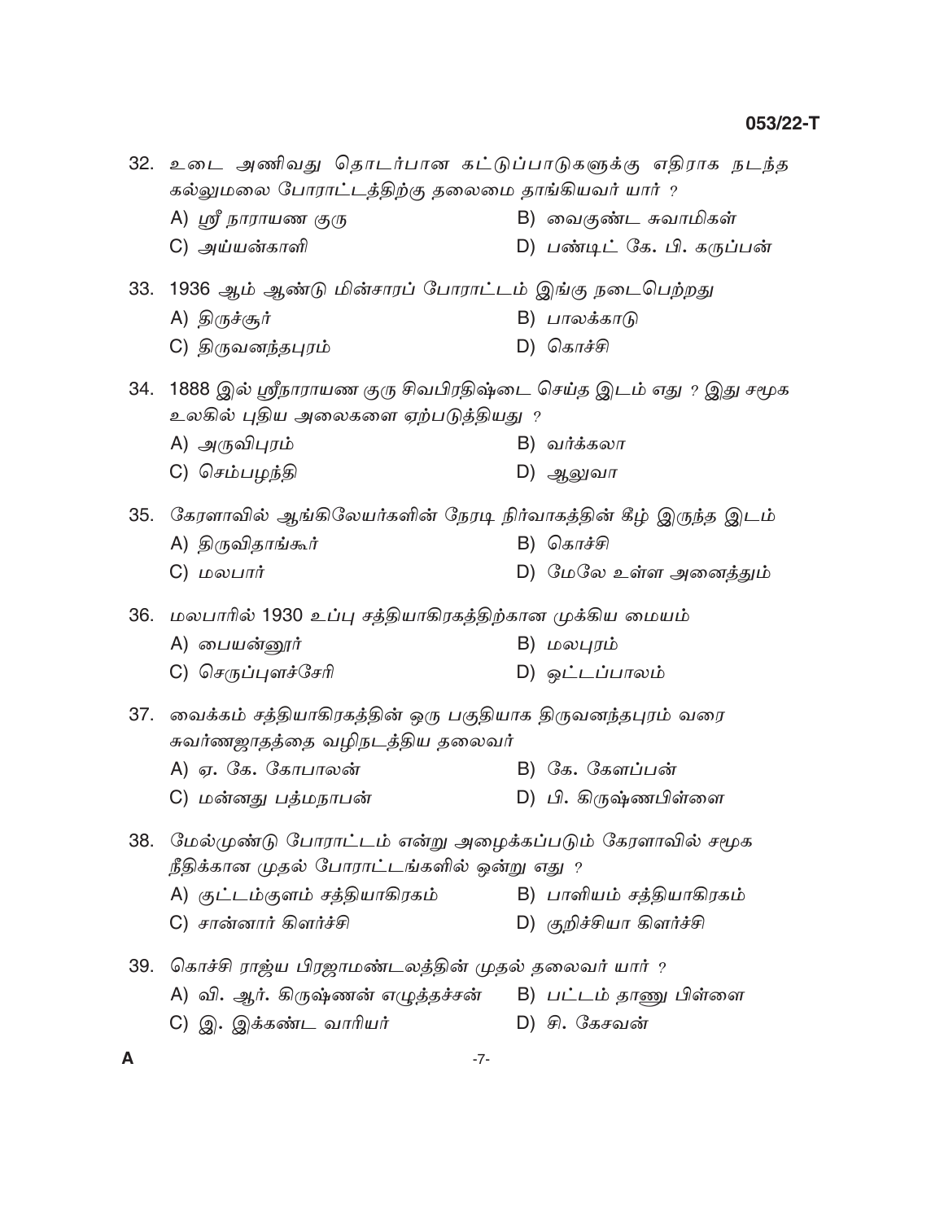32. உடை அணிவது தொடர்பான கட்டுப்பாடுகளுக்கு எதிராக நடந்த கல்லுமலை போராட்டத்திற்கு தலைமை தாங்கியவர் யார் ?
    - A) ஸ்ரீ நாராயண குரு
    - B) வைகுண்ட சுவாமிகள்
    - C) அய்யன்காளி
    - D) பண்டிட் கே. பி. கருப்பன்

33. 1936 ஆம் ஆண்டு மின்சாரப் போராட்டம் இங்கு நடைபெற்றது
    - A) திருச்சூர்
    - B) பாலக்காடு
    - C) திருவனந்தபுரம்
    - D) கொச்சி

34. 1888 இல் ஸ்ரீநாராயண குரு சிவபிரதிஷ்டை செய்த இடம் எது ? இது சமூக உலகில் புதிய அலைகளை ஏற்படுத்தியது ?
    - A) அருவிபுரம்
    - B) வர்க்கலா
    - C) செம்பழந்தி
    - D) ஆலுவா

35. கேரளாவில் ஆங்கிலேயர்களின் நேரடி நிர்வாகத்தின் கீழ் இருந்த இடம்
    - A) திருவிதாங்கூர்
    - B) கொச்சி
    - C) மலபார்
    - D) மேலே உள்ள அனைத்தும்

36. மலபாரில் 1930 உப்பு சத்தியாகிரகத்திற்கான முக்கிய மையம்
    - A) பையன்னூர்
    - B) மலபுரம்
    - C) செருப்புளச்சேரி
    - D) ஒட்டப்பாலம்

37. வைக்கம் சத்தியாகிரகத்தின் ஒரு பகுதியாக திருவனந்தபுரம் வரை சுவர்ணஜாதத்தை வழிநடத்திய தலைவர்
    - A) ஏ. கே. கோபாலன்
    - B) கே. கேளப்பன்
    - C) மன்னது பத்மநாபன்
    - D) பி. கிருஷ்ணபிள்ளை

38. மேல்முண்டு போராட்டம் என்று அழைக்கப்படும் கேரளாவில் சமூக நீதிக்கான முதல் போராட்டங்களில் ஒன்று எது ?
    - A) குட்டம்குளம் சத்தியாகிரகம்
    - B) பாளியம் சத்தியாகிரகம்
    - C) சான்னார் கிளர்ச்சி
    - D) குறிச்சியா கிளர்ச்சி

39. கொச்சி ராஜ்ய பிரஜாமண்டலத்தின் முதல் தலைவர் யார் ?
    - A) வி. ஆர். கிருஷ்ணன் எழுத்தச்சன்
    - B) பட்டம் தாணு பிள்ளை
    - C) இ. இக்கண்ட வாரியர்
    - D) சி. கேசவன்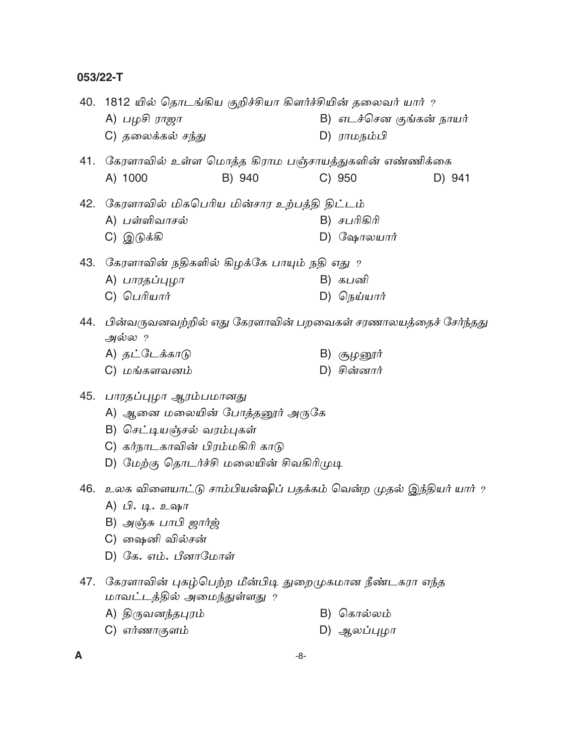40. 1812 யில் தொடங்கிய குறிச்சியா கிளர்ச்சியின் தலைவர் யார் ?

A) பழசி ராஜா
B) எடச்சென குங்கன் நாயர்
C) தலைக்கல் சந்து
D) ராமநம்பி

41. கேரளாவில் உள்ள மொத்த கிராம பஞ்சாயத்துகளின் எண்ணிக்கை

A) 1000
B) 940
C) 950
D) 941

42. கேரளாவில் மிகபெரிய மின்சார உற்பத்தி திட்டம்

A) பள்ளிவாசல்
B) சபரிகிரி
C) இடுக்கி
D) ஷோலயார்

43. கேரளாவின் நதிகளில் கிழக்கே பாயும் நதி எது ?

A) பாரதப்புழா
B) கபனி
C) பெரியார்
D) நெய்யார்

44. பின்வருவனவற்றில் எது கேரளாவின் பறவைகள் சரணாலயத்தைச் சேர்ந்தது அல்ல ?

A) தட்டேக்காடு
B) சூழனூர்
C) மங்களவனம்
D) சின்னார்

45. பாரதப்புழா ஆரம்பமானது

A) ஆனை மலையின் போத்தனூர் அருகே
B) செட்டியஞ்சல் வரம்புகள்
C) கர்நாடகாவின் பிரம்மகிரி காடு
D) மேற்கு தொடர்ச்சி மலையின் சிவகிரிமுடி

46. உலக விளையாட்டு சாம்பியன்ஷிப் பதக்கம் வென்ற முதல் இந்தியர் யார் ?

A) பி. டி. உஷா
B) அஞ்சு பாபி ஜார்ஜ்
C) ஷைனி வில்சன்
D) கே. எம். பீனாமோள்

47. கேரளாவின் புகழ்பெற்ற மீன்பிடி துறைமுகமான நீண்டகரா எந்த மாவட்டத்தில் அமைந்துள்ளது ?

A) திருவனந்தபுரம்
B) கொல்லம்
C) எர்ணாகுளம்
D) ஆலப்புழா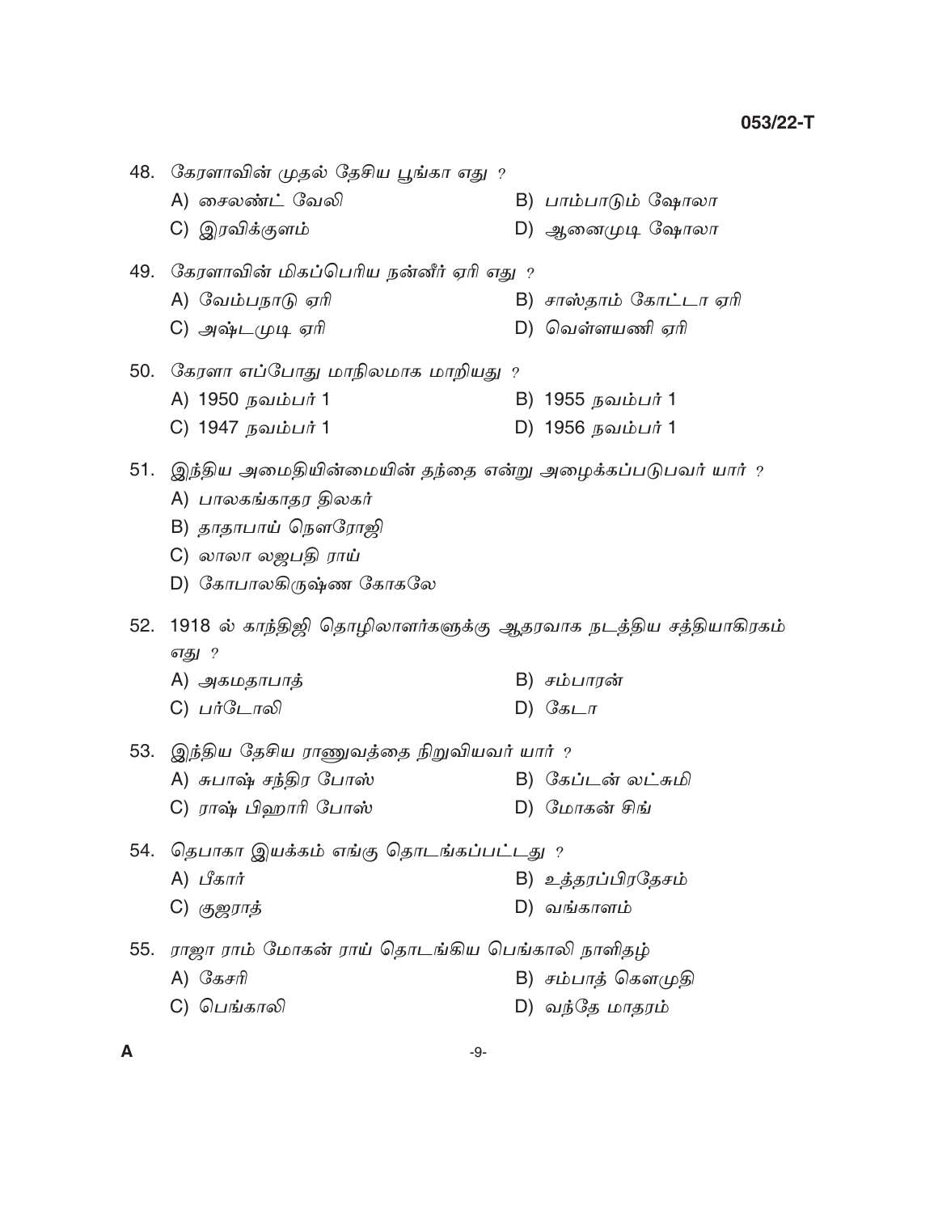48. கேரளாவின் முதல் தேசிய பூங்கா எது ?

A) சைலண்ட் வேலி
B) பாம்பாடும் ஷோலா
C) இரவிக்குளம்
D) ஆனைமுடி ஷோலா

49. கேரளாவின் மிகப்பெரிய நன்னீர் ஏரி எது ?

A) வேம்பநாடு ஏரி
B) சாஸ்தாம் கோட்டா ஏரி
C) அஷ்டமுடி ஏரி
D) வெள்ளயணி ஏரி

50. கேரளா எப்போது மாநிலமாக மாறியது ?

A) 1950 நவம்பர் 1
B) 1955 நவம்பர் 1
C) 1947 நவம்பர் 1
D) 1956 நவம்பர் 1

51. இந்திய அமைதியின்மையின் தந்தை என்று அழைக்கப்படுபவர் யார் ?

A) பாலகங்காதர திலகர்
B) தாதாபாய் நௌரோஜி
C) லாலா லஜபதி ராய்
D) கோபாலகிருஷ்ண கோகலே

52. 1918 ல் காந்திஜி தொழிலாளர்களுக்கு ஆதரவாக நடத்திய சத்தியாகிரகம் எது ?

A) அகமதாபாத்
B) சம்பாரன்
C) பர்டோலி
D) கேடா

53. இந்திய தேசிய ராணுவத்தை நிறுவியவர் யார் ?

A) சுபாஷ் சந்திர போஸ்
B) கேப்டன் லட்சுமி
C) ராஷ் பிஹாரி போஸ்
D) மோகன் சிங்

54. தெபாகா இயக்கம் எங்கு தொடங்கப்பட்டது ?

A) பீகார்
B) உத்தரப்பிரதேசம்
C) குஜராத்
D) வங்காளம்

55. ராஜா ராம் மோகன் ராய் தொடங்கிய பெங்காலி நாளிதழ்

A) கேசரி
B) சம்பாத் கௌமுதி
C) பெங்காலி
D) வந்தே மாதரம்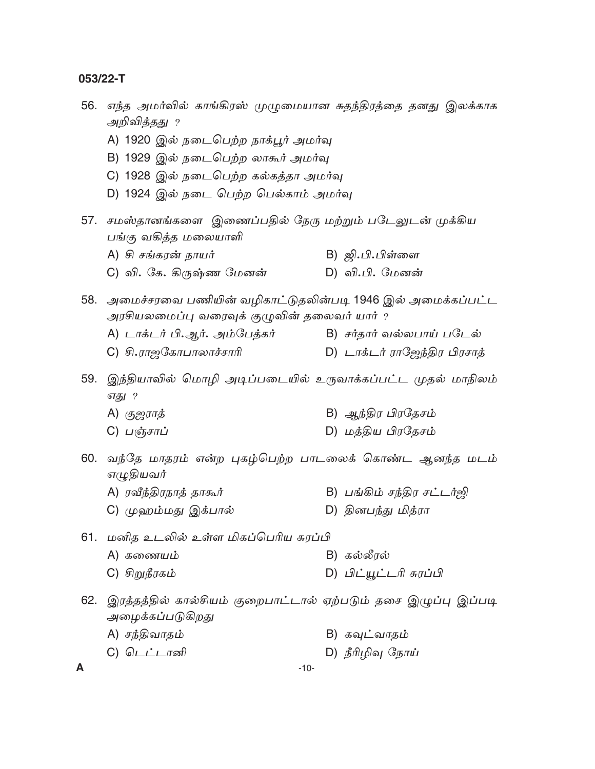56. எந்த அமர்வில் காங்கிரஸ் முழுமையான சுதந்திரத்தை தனது இலக்காக அறிவித்தது ?

    A) 1920 இல் நடைபெற்ற நாக்பூர் அமர்வு
    B) 1929 இல் நடைபெற்ற லாகூர் அமர்வு
    C) 1928 இல் நடைபெற்ற கல்கத்தா அமர்வு
    D) 1924 இல் நடை பெற்ற பெல்காம் அமர்வு

57. சமஸ்தானங்களை இணைப்பதில் நேரு மற்றும் படேலுடன் முக்கிய பங்கு வகித்த மலையாளி

    A) சி சங்கரன் நாயர்
    B) ஜி.பி.பிள்ளை
    C) வி. கே. கிருஷ்ண மேனன்
    D) வி.பி. மேனன்

58. அமைச்சரவை பணியின் வழிகாட்டுதலின்படி 1946 இல் அமைக்கப்பட்ட அரசியலமைப்பு வரைவுக் குழுவின் தலைவர் யார் ?

    A) டாக்டர் பி.ஆர். அம்பேத்கர்
    B) சர்தார் வல்லபாய் படேல்
    C) சி.ராஜகோபாலாச்சாரி
    D) டாக்டர் ராஜேந்திர பிரசாத்

59. இந்தியாவில் மொழி அடிப்படையில் உருவாக்கப்பட்ட முதல் மாநிலம் எது ?

    A) குஜராத்
    B) ஆந்திர பிரதேசம்
    C) பஞ்சாப்
    D) மத்திய பிரதேசம்

60. வந்தே மாதரம் என்ற புகழ்பெற்ற பாடலைக் கொண்ட ஆனந்த மடம் எழுதியவர்

    A) ரவீந்திரநாத் தாகூர்
    B) பங்கிம் சந்திர சட்டர்ஜி
    C) முஹம்மது இக்பால்
    D) தினபந்து மித்ரா

61. மனித உடலில் உள்ள மிகப்பெரிய சுரப்பி

    A) கணையம்
    B) கல்லீரல்
    C) சிறுநீரகம்
    D) பிட்யூட்டரி சுரப்பி

62. இரத்தத்தில் கால்சியம் குறைபாட்டால் ஏற்படும் தசை இழுப்பு இப்படி அழைக்கப்படுகிறது

    A) சந்திவாதம்
    B) கவுட்வாதம்
    C) டெட்டானி
    D) நீரிழிவு நோய்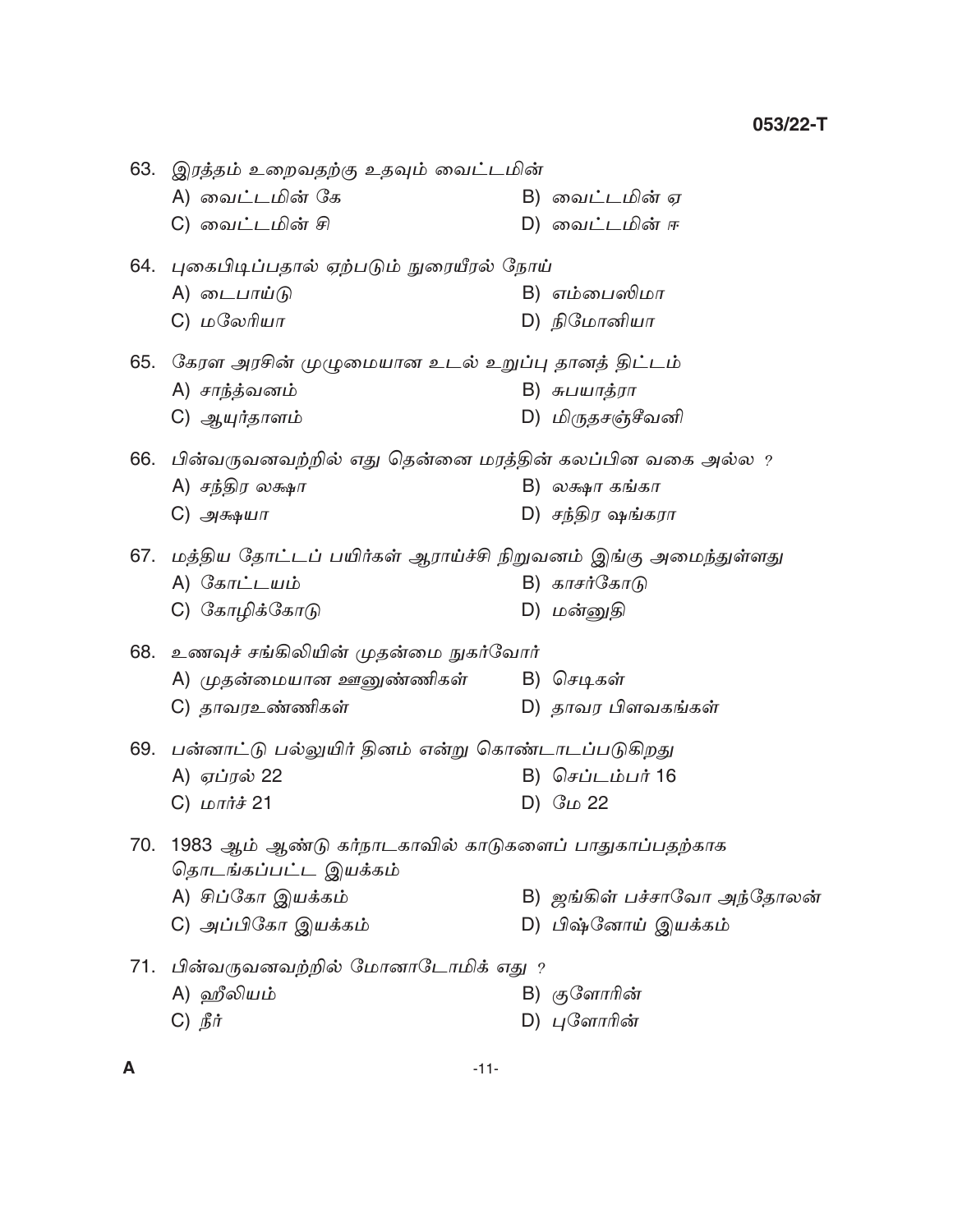63. இரத்தம் உறைவதற்கு உதவும் வைட்டமின்

A) வைட்டமின் கே
B) வைட்டமின் ஏ
C) வைட்டமின் சி
D) வைட்டமின் ஈ

64. புகைபிடிப்பதால் ஏற்படும் நுரையீரல் நோய்

A) டைபாய்டு
B) எம்பைஸிமா
C) மலேரியா
D) நிமோனியா

65. கேரள அரசின் முழுமையான உடல் உறுப்பு தானத் திட்டம்

A) சாந்த்வனம்
B) சுபயாத்ரா
C) ஆயுர்தாளம்
D) மிருதசஞ்சீவனி

66. பின்வருவனவற்றில் எது தென்னை மரத்தின் கலப்பின வகை அல்ல ?

A) சந்திர லக்ஷா
B) லக்ஷா கங்கா
C) அக்ஷயா
D) சந்திர ஷங்கரா

67. மத்திய தோட்டப் பயிர்கள் ஆராய்ச்சி நிறுவனம் இங்கு அமைந்துள்ளது

A) கோட்டயம்
B) காசர்கோடு
C) கோழிக்கோடு
D) மன்னுதி

68. உணவுச் சங்கிலியின் முதன்மை நுகர்வோர்

A) முதன்மையான ஊனுண்ணிகள்
B) செடிகள்
C) தாவரஉண்ணிகள்
D) தாவர பிளவகங்கள்

69. பன்னாட்டு பல்லுயிர் தினம் என்று கொண்டாடப்படுகிறது

A) ஏப்ரல் 22
B) செப்டம்பர் 16
C) மார்ச் 21
D) மே 22

70. 1983 ஆம் ஆண்டு கர்நாடகாவில் காடுகளைப் பாதுகாப்பதற்காக தொடங்கப்பட்ட இயக்கம்

A) சிப்கோ இயக்கம்
B) ஜங்கிள் பச்சாவோ அந்தோலன்
C) அப்பிகோ இயக்கம்
D) பிஷ்னோய் இயக்கம்

71. பின்வருவனவற்றில் மோனாடோமிக் எது ?

A) ஹீலியம்
B) குளோரின்
C) நீர்
D) புளோரின்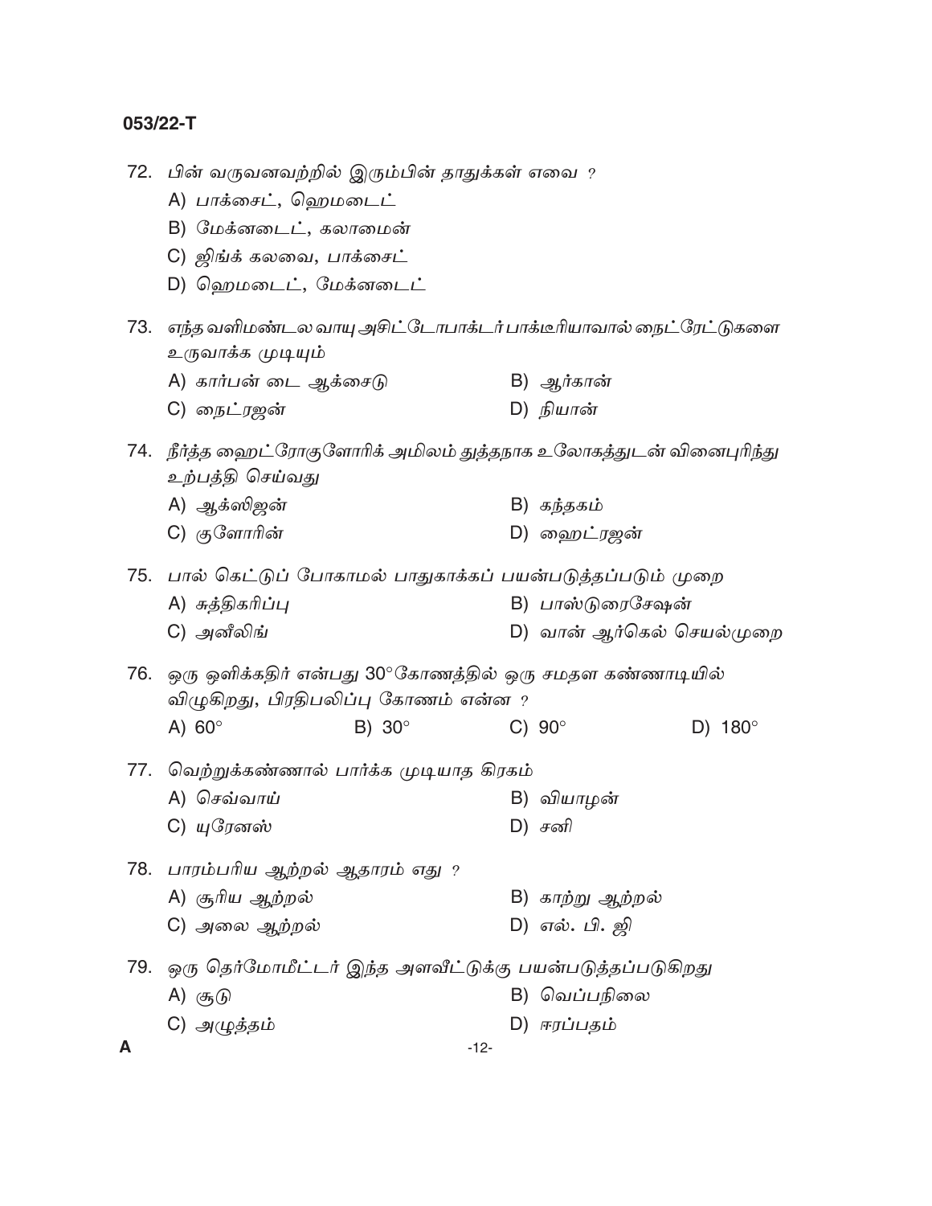72. பின் வருவனவற்றில் இரும்பின் தாதுக்கள் எவை ?

A) பாக்சைட், ஹெமடைட்

B) மேக்னடைட், கலாமைன்

C) ஜிங்க் கலவை, பாக்சைட்

D) ஹெமடைட், மேக்னடைட்

73. எந்த வளிமண்டல வாயு அசிட்டோபாக்டர் பாக்டீரியாவால் நைட்ரேட்டுகளை உருவாக்க முடியும்

A) கார்பன் டை ஆக்சைடு

B) ஆர்கான்

C) நைட்ரஜன்

D) நியான்

74. நீர்த்த ஹைட்ரோகுளோரிக் அமிலம் துத்தநாக உலோகத்துடன் வினைபுரிந்து உற்பத்தி செய்வது

A) ஆக்ஸிஜன்

B) கந்தகம்

C) குளோரின்

D) ஹைட்ரஜன்

75. பால் கெட்டுப் போகாமல் பாதுகாக்கப் பயன்படுத்தப்படும் முறை

A) சுத்திகரிப்பு

B) பாஸ்டுரைசேஷன்

C) அனீலிங்

D) வான் ஆர்கெல் செயல்முறை

76. ஒரு ஒளிக்கதிர் என்பது 30° கோணத்தில் ஒரு சமதள கண்ணாடியில் விழுகிறது, பிரதிபலிப்பு கோணம் என்ன ?

A) 60°

B) 30°

C) 90°

D) 180°

77. வெற்றுக்கண்ணால் பார்க்க முடியாத கிரகம்

A) செவ்வாய்

B) வியாழன்

C) யுரேனஸ்

D) சனி

78. பாரம்பரிய ஆற்றல் ஆதாரம் எது ?

A) சூரிய ஆற்றல்

B) காற்று ஆற்றல்

C) அலை ஆற்றல்

D) எல். பி. ஜி

79. ஒரு தெர்மோமீட்டர் இந்த அளவீட்டுக்கு பயன்படுத்தப்படுகிறது

A) சூடு

B) வெப்பநிலை

C) அழுத்தம்

D) ஈரப்பதம்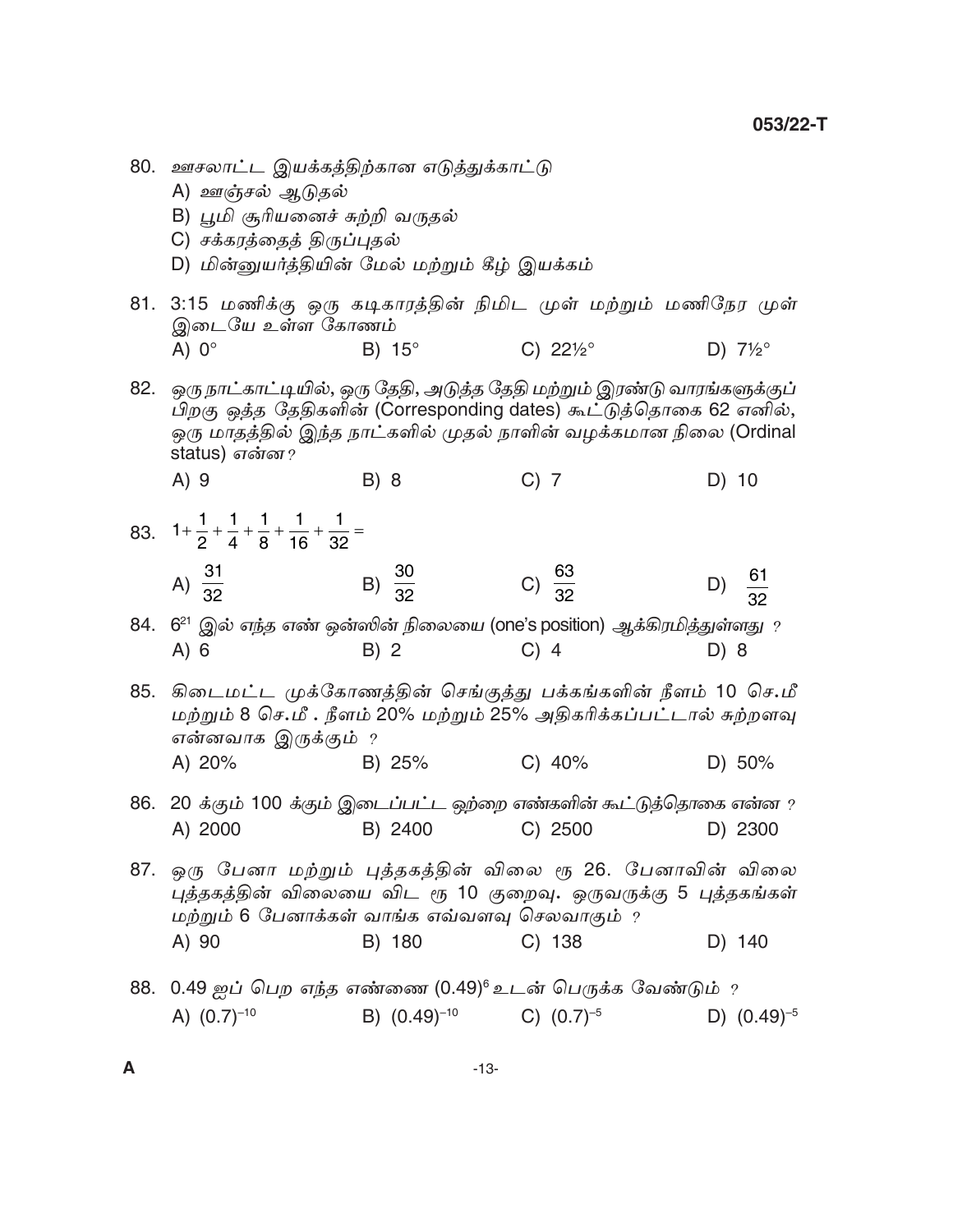80. ஊசலாட்ட இயக்கத்திற்கான எடுத்துக்காட்டு

A) ஊஞ்சல் ஆடுதல்

B) பூமி சூரியனைச் சுற்றி வருதல்

C) சக்கரத்தைத் திருப்புதல்

D) மின்னுயர்த்தியின் மேல் மற்றும் கீழ் இயக்கம்

81. 3:15 மணிக்கு ஒரு கடிகாரத்தின் நிமிட முள் மற்றும் மணிநேர முள் இடையே உள்ள கோணம்

A) 0°  B) 15°  C) 22½°  D) 7½°

82. ஒரு நாட்காட்டியில், ஒரு தேதி, அடுத்த தேதி மற்றும் இரண்டு வாரங்களுக்குப் பிறகு ஒத்த தேதிகளின் (Corresponding dates) கூட்டுத்தொகை 62 எனில், ஒரு மாதத்தில் இந்த நாட்களில் முதல் நாளின் வழக்கமான நிலை (Ordinal status) என்ன?

A) 9  B) 8  C) 7  D) 10

83. $1+\frac{1}{2}+\frac{1}{4}+\frac{1}{8}+\frac{1}{16}+\frac{1}{32}=$

A) $\frac{31}{32}$  B) $\frac{30}{32}$  C) $\frac{63}{32}$  D) $\frac{61}{32}$

84. $6^{21}$ இல் எந்த எண் ஒன்ஸின் நிலையை (one's position) ஆக்கிரமித்துள்ளது ?

A) 6  B) 2  C) 4  D) 8

85. கிடைமட்ட முக்கோணத்தின் செங்குத்து பக்கங்களின் நீளம் 10 செ.மீ மற்றும் 8 செ.மீ . நீளம் 20% மற்றும் 25% அதிகரிக்கப்பட்டால் சுற்றளவு என்னவாக இருக்கும் ?

A) 20%  B) 25%  C) 40%  D) 50%

86. 20 க்கும் 100 க்கும் இடைப்பட்ட ஒற்றை எண்களின் கூட்டுத்தொகை என்ன ?

A) 2000  B) 2400  C) 2500  D) 2300

87. ஒரு பேனா மற்றும் புத்தகத்தின் விலை ரூ 26. பேனாவின் விலை புத்தகத்தின் விலையை விட ரூ 10 குறைவு. ஒருவருக்கு 5 புத்தகங்கள் மற்றும் 6 பேனாக்கள் வாங்க எவ்வளவு செலவாகும் ?

A) 90  B) 180  C) 138  D) 140

88. 0.49 ஐப் பெற எந்த எண்ணை $(0.49)^6$ உடன் பெருக்க வேண்டும் ?

A) $(0.7)^{-10}$  B) $(0.49)^{-10}$  C) $(0.7)^{-5}$  D) $(0.49)^{-5}$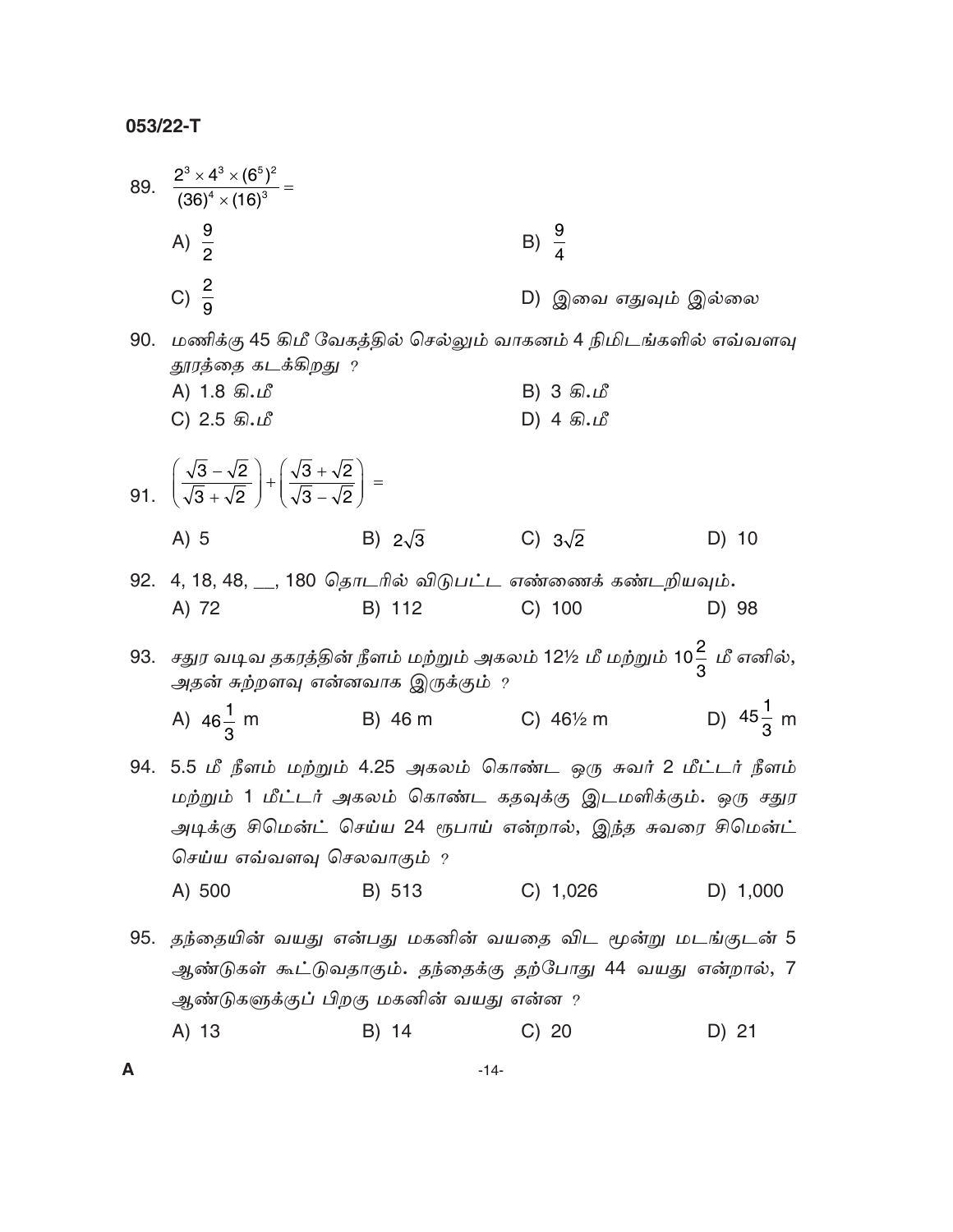89. $\frac{2^3 \times 4^3 \times (6^5)^2}{(36)^4 \times (16)^3} =$

A) $\frac{9}{2}$

B) $\frac{9}{4}$

C) $\frac{2}{9}$

D) இவை எதுவும் இல்லை

90. மணிக்கு 45 கிமீ வேகத்தில் செல்லும் வாகனம் 4 நிமிடங்களில் எவ்வளவு தூரத்தை கடக்கிறது ?

A) 1.8 கி.மீ

B) 3 கி.மீ

C) 2.5 கி.மீ

D) 4 கி.மீ

91. $\left(\frac{\sqrt{3}-\sqrt{2}}{\sqrt{3}+\sqrt{2}}\right)+\left(\frac{\sqrt{3}+\sqrt{2}}{\sqrt{3}-\sqrt{2}}\right) =$

A) 5

B) $2\sqrt{3}$

C) $3\sqrt{2}$

D) 10

92. 4, 18, 48, __, 180 தொடரில் விடுபட்ட எண்ணைக் கண்டறியவும்.

A) 72

B) 112

C) 100

D) 98

93. சதுர வடிவ தகரத்தின் நீளம் மற்றும் அகலம் 12½ மீ மற்றும் $10\frac{2}{3}$ மீ எனில், அதன் சுற்றளவு என்னவாக இருக்கும் ?

A) $46\frac{1}{3}$ m

B) 46 m

C) 46½ m

D) $45\frac{1}{3}$ m

94. 5.5 மீ நீளம் மற்றும் 4.25 அகலம் கொண்ட ஒரு சுவர் 2 மீட்டர் நீளம் மற்றும் 1 மீட்டர் அகலம் கொண்ட கதவுக்கு இடமளிக்கும். ஒரு சதுர அடிக்கு சிமென்ட் செய்ய 24 ரூபாய் என்றால், இந்த சுவரை சிமென்ட் செய்ய எவ்வளவு செலவாகும் ?

A) 500

B) 513

C) 1,026

D) 1,000

95. தந்தையின் வயது என்பது மகனின் வயதை விட மூன்று மடங்குடன் 5 ஆண்டுகள் கூட்டுவதாகும். தந்தைக்கு தற்போது 44 வயது என்றால், 7 ஆண்டுகளுக்குப் பிறகு மகனின் வயது என்ன ?

A) 13

B) 14

C) 20

D) 21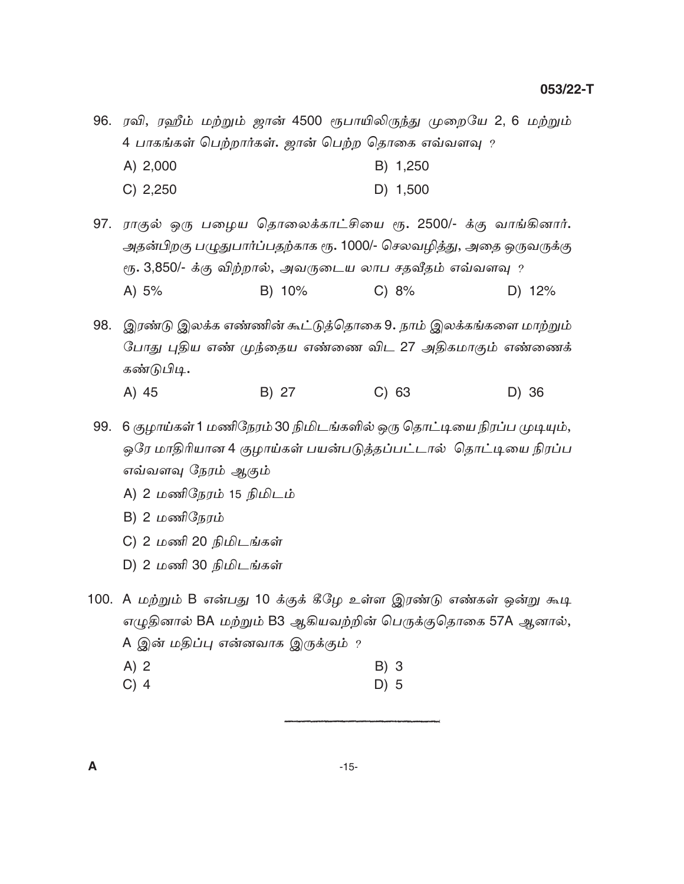96. ரவி, ரஹீம் மற்றும் ஜான் 4500 ரூபாயிலிருந்து முறையே 2, 6 மற்றும் 4 பாகங்கள் பெற்றார்கள். ஜான் பெற்ற தொகை எவ்வளவு ?

A) 2,000
B) 1,250
C) 2,250
D) 1,500

97. ராகுல் ஒரு பழைய தொலைக்காட்சியை ரூ. 2500/- க்கு வாங்கினார். அதன்பிறகு பழுதுபார்ப்பதற்காக ரூ. 1000/- செலவழித்து, அதை ஒருவருக்கு ரூ. 3,850/- க்கு விற்றால், அவருடைய லாப சதவீதம் எவ்வளவு ?

A) 5%
B) 10%
C) 8%
D) 12%

98. இரண்டு இலக்க எண்ணின் கூட்டுத்தொகை 9. நாம் இலக்கங்களை மாற்றும் போது புதிய எண் முந்தைய எண்ணை விட 27 அதிகமாகும் எண்ணைக் கண்டுபிடி.

A) 45
B) 27
C) 63
D) 36

99. 6 குழாய்கள் 1 மணிநேரம் 30 நிமிடங்களில் ஒரு தொட்டியை நிரப்ப முடியும், ஒரே மாதிரியான 4 குழாய்கள் பயன்படுத்தப்பட்டால் தொட்டியை நிரப்ப எவ்வளவு நேரம் ஆகும்

A) 2 மணிநேரம் 15 நிமிடம்
B) 2 மணிநேரம்
C) 2 மணி 20 நிமிடங்கள்
D) 2 மணி 30 நிமிடங்கள்

100. A மற்றும் B என்பது 10 க்குக் கீழே உள்ள இரண்டு எண்கள் ஒன்று கூடி எழுதினால் BA மற்றும் B3 ஆகியவற்றின் பெருக்குதொகை 57A ஆனால், A இன் மதிப்பு என்னவாக இருக்கும் ?

A) 2
B) 3
C) 4
D) 5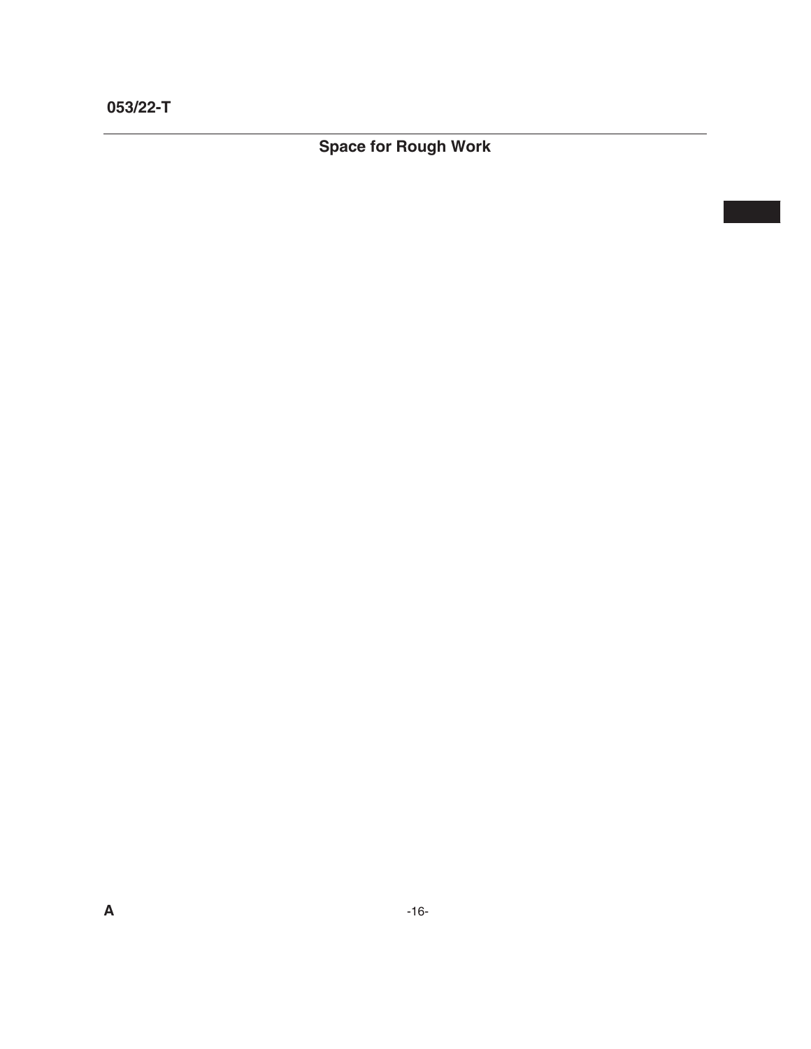## Space for Rough Work